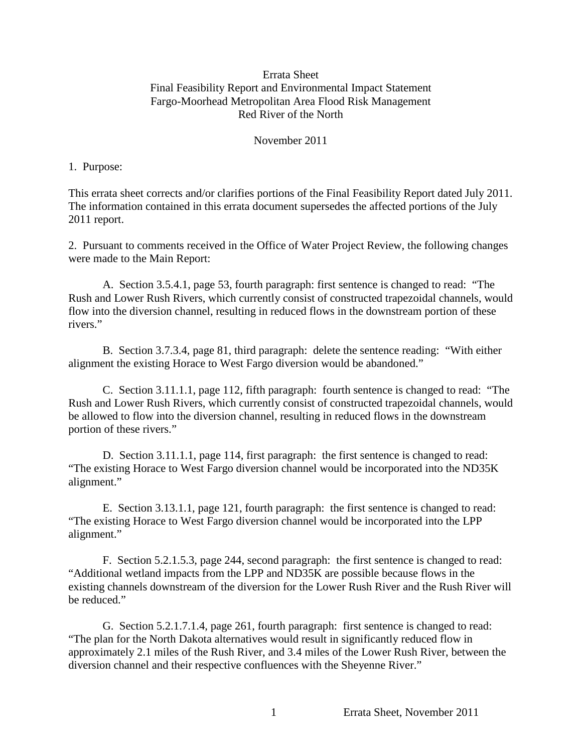# Errata Sheet
## Final Feasibility Report and Environmental Impact Statement
## Fargo-Moorhead Metropolitan Area Flood Risk Management
## Red River of the North

November 2011

1. Purpose:

This errata sheet corrects and/or clarifies portions of the Final Feasibility Report dated July 2011. The information contained in this errata document supersedes the affected portions of the July 2011 report.

2. Pursuant to comments received in the Office of Water Project Review, the following changes were made to the Main Report:

A. Section 3.5.4.1, page 53, fourth paragraph: first sentence is changed to read: "The Rush and Lower Rush Rivers, which currently consist of constructed trapezoidal channels, would flow into the diversion channel, resulting in reduced flows in the downstream portion of these rivers."

B. Section 3.7.3.4, page 81, third paragraph: delete the sentence reading: "With either alignment the existing Horace to West Fargo diversion would be abandoned."

C. Section 3.11.1.1, page 112, fifth paragraph: fourth sentence is changed to read: "The Rush and Lower Rush Rivers, which currently consist of constructed trapezoidal channels, would be allowed to flow into the diversion channel, resulting in reduced flows in the downstream portion of these rivers."

D. Section 3.11.1.1, page 114, first paragraph: the first sentence is changed to read: "The existing Horace to West Fargo diversion channel would be incorporated into the ND35K alignment."

E. Section 3.13.1.1, page 121, fourth paragraph: the first sentence is changed to read: "The existing Horace to West Fargo diversion channel would be incorporated into the LPP alignment."

F. Section 5.2.1.5.3, page 244, second paragraph: the first sentence is changed to read: "Additional wetland impacts from the LPP and ND35K are possible because flows in the existing channels downstream of the diversion for the Lower Rush River and the Rush River will be reduced."

G. Section 5.2.1.7.1.4, page 261, fourth paragraph: first sentence is changed to read: "The plan for the North Dakota alternatives would result in significantly reduced flow in approximately 2.1 miles of the Rush River, and 3.4 miles of the Lower Rush River, between the diversion channel and their respective confluences with the Sheyenne River."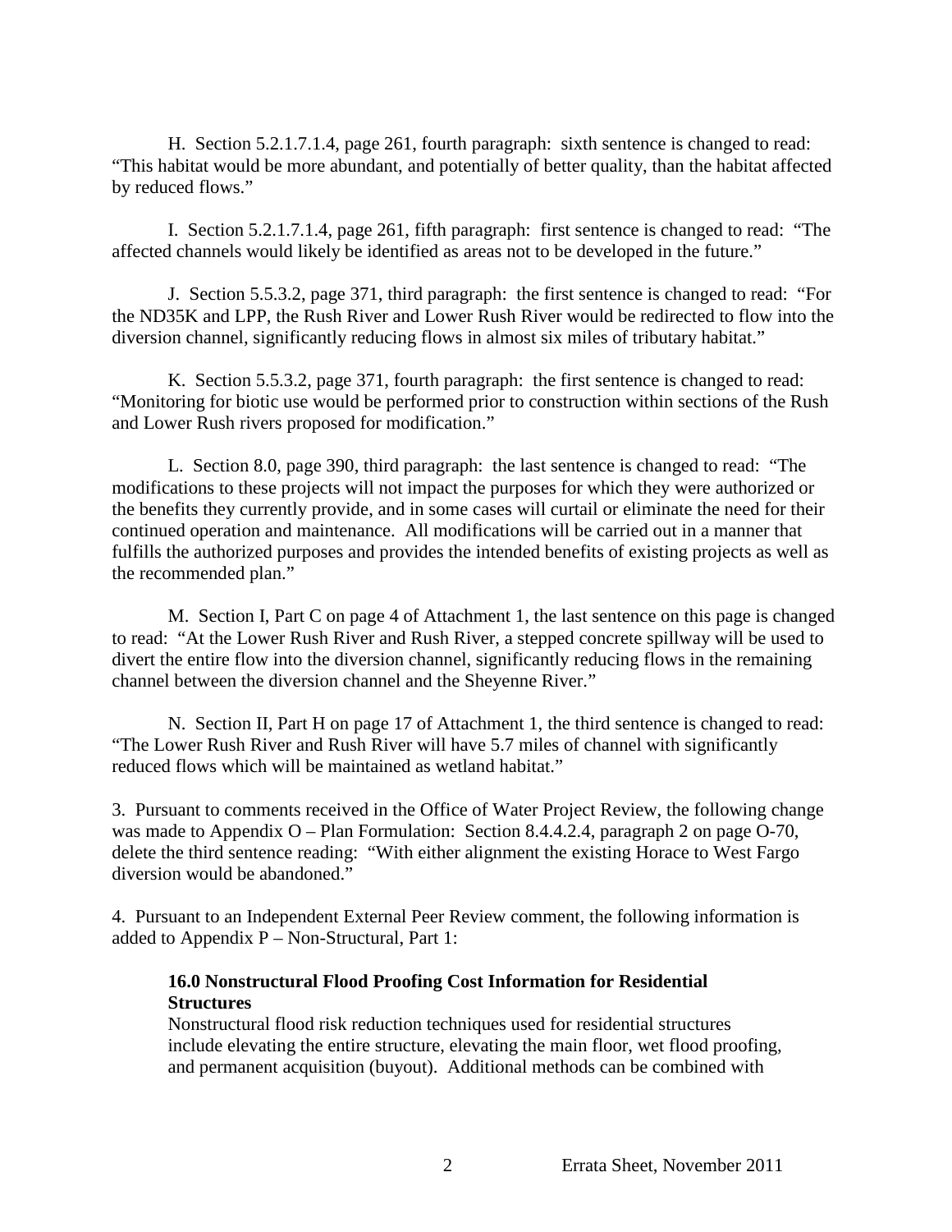H. Section 5.2.1.7.1.4, page 261, fourth paragraph: sixth sentence is changed to read: "This habitat would be more abundant, and potentially of better quality, than the habitat affected by reduced flows."

I. Section 5.2.1.7.1.4, page 261, fifth paragraph: first sentence is changed to read: "The affected channels would likely be identified as areas not to be developed in the future."

J. Section 5.5.3.2, page 371, third paragraph: the first sentence is changed to read: "For the ND35K and LPP, the Rush River and Lower Rush River would be redirected to flow into the diversion channel, significantly reducing flows in almost six miles of tributary habitat."

K. Section 5.5.3.2, page 371, fourth paragraph: the first sentence is changed to read: "Monitoring for biotic use would be performed prior to construction within sections of the Rush and Lower Rush rivers proposed for modification."

L. Section 8.0, page 390, third paragraph: the last sentence is changed to read: "The modifications to these projects will not impact the purposes for which they were authorized or the benefits they currently provide, and in some cases will curtail or eliminate the need for their continued operation and maintenance. All modifications will be carried out in a manner that fulfills the authorized purposes and provides the intended benefits of existing projects as well as the recommended plan."

M. Section I, Part C on page 4 of Attachment 1, the last sentence on this page is changed to read: "At the Lower Rush River and Rush River, a stepped concrete spillway will be used to divert the entire flow into the diversion channel, significantly reducing flows in the remaining channel between the diversion channel and the Sheyenne River."

N. Section II, Part H on page 17 of Attachment 1, the third sentence is changed to read: "The Lower Rush River and Rush River will have 5.7 miles of channel with significantly reduced flows which will be maintained as wetland habitat."

3. Pursuant to comments received in the Office of Water Project Review, the following change was made to Appendix O – Plan Formulation: Section 8.4.4.2.4, paragraph 2 on page O-70, delete the third sentence reading: "With either alignment the existing Horace to West Fargo diversion would be abandoned."

4. Pursuant to an Independent External Peer Review comment, the following information is added to Appendix P – Non-Structural, Part 1:

**16.0 Nonstructural Flood Proofing Cost Information for Residential Structures**

Nonstructural flood risk reduction techniques used for residential structures include elevating the entire structure, elevating the main floor, wet flood proofing, and permanent acquisition (buyout). Additional methods can be combined with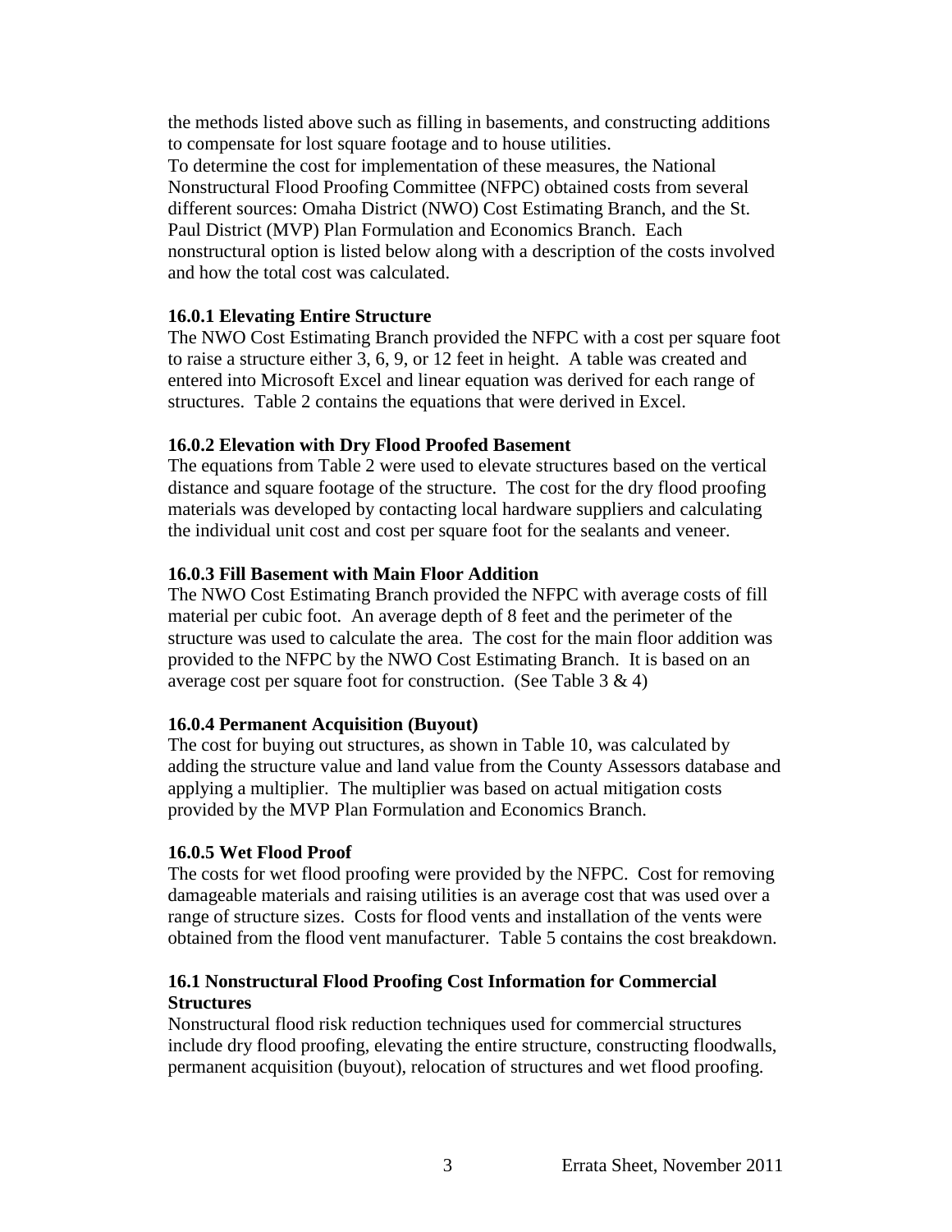the methods listed above such as filling in basements, and constructing additions to compensate for lost square footage and to house utilities.
To determine the cost for implementation of these measures, the National Nonstructural Flood Proofing Committee (NFPC) obtained costs from several different sources: Omaha District (NWO) Cost Estimating Branch, and the St. Paul District (MVP) Plan Formulation and Economics Branch. Each nonstructural option is listed below along with a description of the costs involved and how the total cost was calculated.

### 16.0.1 Elevating Entire Structure

The NWO Cost Estimating Branch provided the NFPC with a cost per square foot to raise a structure either 3, 6, 9, or 12 feet in height. A table was created and entered into Microsoft Excel and linear equation was derived for each range of structures. Table 2 contains the equations that were derived in Excel.

### 16.0.2 Elevation with Dry Flood Proofed Basement

The equations from Table 2 were used to elevate structures based on the vertical distance and square footage of the structure. The cost for the dry flood proofing materials was developed by contacting local hardware suppliers and calculating the individual unit cost and cost per square foot for the sealants and veneer.

### 16.0.3 Fill Basement with Main Floor Addition

The NWO Cost Estimating Branch provided the NFPC with average costs of fill material per cubic foot. An average depth of 8 feet and the perimeter of the structure was used to calculate the area. The cost for the main floor addition was provided to the NFPC by the NWO Cost Estimating Branch. It is based on an average cost per square foot for construction. (See Table 3 & 4)

### 16.0.4 Permanent Acquisition (Buyout)

The cost for buying out structures, as shown in Table 10, was calculated by adding the structure value and land value from the County Assessors database and applying a multiplier. The multiplier was based on actual mitigation costs provided by the MVP Plan Formulation and Economics Branch.

### 16.0.5 Wet Flood Proof

The costs for wet flood proofing were provided by the NFPC. Cost for removing damageable materials and raising utilities is an average cost that was used over a range of structure sizes. Costs for flood vents and installation of the vents were obtained from the flood vent manufacturer. Table 5 contains the cost breakdown.

## 16.1 Nonstructural Flood Proofing Cost Information for Commercial Structures

Nonstructural flood risk reduction techniques used for commercial structures include dry flood proofing, elevating the entire structure, constructing floodwalls, permanent acquisition (buyout), relocation of structures and wet flood proofing.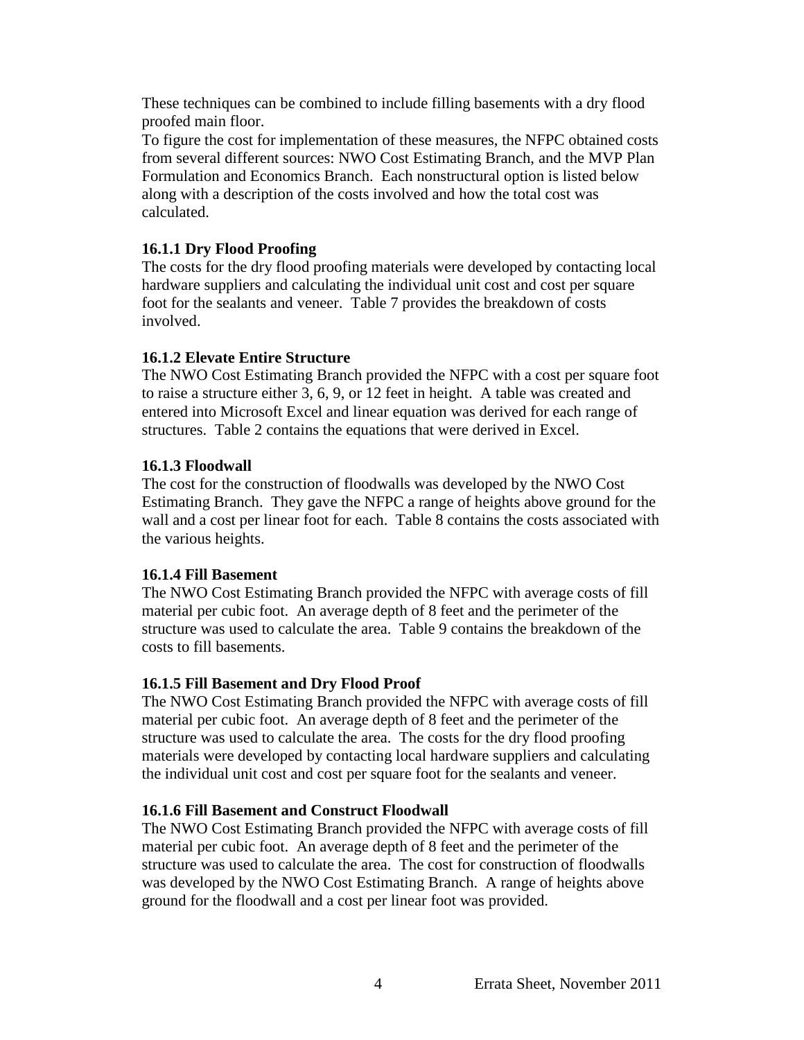These techniques can be combined to include filling basements with a dry flood proofed main floor.

To figure the cost for implementation of these measures, the NFPC obtained costs from several different sources: NWO Cost Estimating Branch, and the MVP Plan Formulation and Economics Branch. Each nonstructural option is listed below along with a description of the costs involved and how the total cost was calculated.

### 16.1.1 Dry Flood Proofing

The costs for the dry flood proofing materials were developed by contacting local hardware suppliers and calculating the individual unit cost and cost per square foot for the sealants and veneer. Table 7 provides the breakdown of costs involved.

### 16.1.2 Elevate Entire Structure

The NWO Cost Estimating Branch provided the NFPC with a cost per square foot to raise a structure either 3, 6, 9, or 12 feet in height. A table was created and entered into Microsoft Excel and linear equation was derived for each range of structures. Table 2 contains the equations that were derived in Excel.

### 16.1.3 Floodwall

The cost for the construction of floodwalls was developed by the NWO Cost Estimating Branch. They gave the NFPC a range of heights above ground for the wall and a cost per linear foot for each. Table 8 contains the costs associated with the various heights.

### 16.1.4 Fill Basement

The NWO Cost Estimating Branch provided the NFPC with average costs of fill material per cubic foot. An average depth of 8 feet and the perimeter of the structure was used to calculate the area. Table 9 contains the breakdown of the costs to fill basements.

### 16.1.5 Fill Basement and Dry Flood Proof

The NWO Cost Estimating Branch provided the NFPC with average costs of fill material per cubic foot. An average depth of 8 feet and the perimeter of the structure was used to calculate the area. The costs for the dry flood proofing materials were developed by contacting local hardware suppliers and calculating the individual unit cost and cost per square foot for the sealants and veneer.

### 16.1.6 Fill Basement and Construct Floodwall

The NWO Cost Estimating Branch provided the NFPC with average costs of fill material per cubic foot. An average depth of 8 feet and the perimeter of the structure was used to calculate the area. The cost for construction of floodwalls was developed by the NWO Cost Estimating Branch. A range of heights above ground for the floodwall and a cost per linear foot was provided.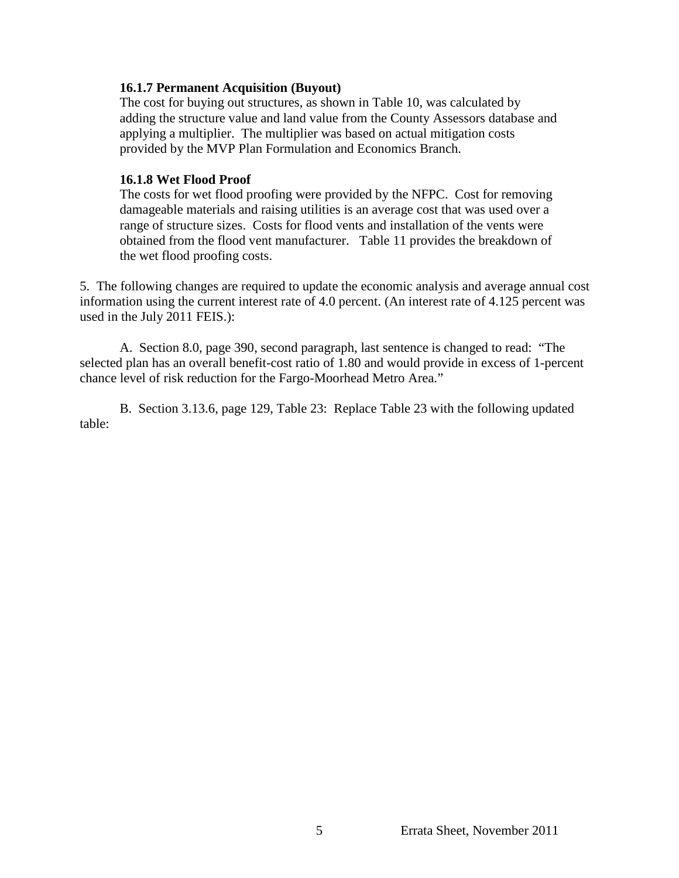### 16.1.7 Permanent Acquisition (Buyout)

The cost for buying out structures, as shown in Table 10, was calculated by adding the structure value and land value from the County Assessors database and applying a multiplier. The multiplier was based on actual mitigation costs provided by the MVP Plan Formulation and Economics Branch.

### 16.1.8 Wet Flood Proof

The costs for wet flood proofing were provided by the NFPC. Cost for removing damageable materials and raising utilities is an average cost that was used over a range of structure sizes. Costs for flood vents and installation of the vents were obtained from the flood vent manufacturer. Table 11 provides the breakdown of the wet flood proofing costs.

5. The following changes are required to update the economic analysis and average annual cost information using the current interest rate of 4.0 percent. (An interest rate of 4.125 percent was used in the July 2011 FEIS.):

A. Section 8.0, page 390, second paragraph, last sentence is changed to read: "The selected plan has an overall benefit-cost ratio of 1.80 and would provide in excess of 1-percent chance level of risk reduction for the Fargo-Moorhead Metro Area."

B. Section 3.13.6, page 129, Table 23: Replace Table 23 with the following updated table: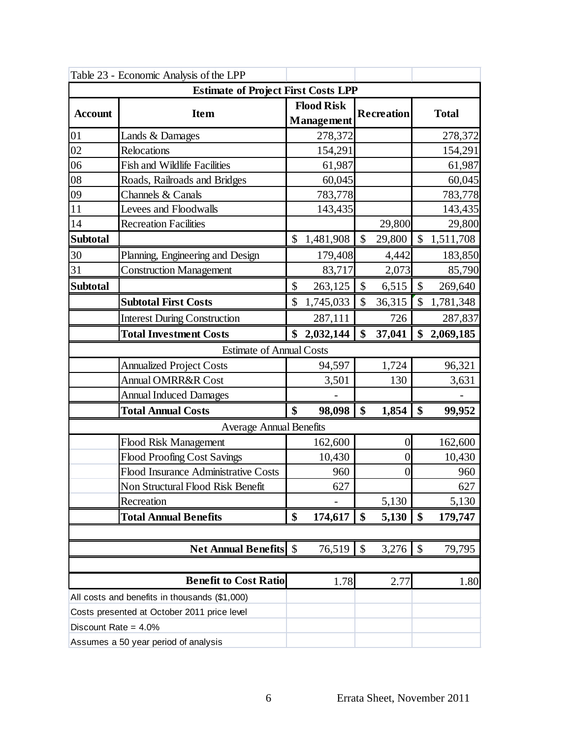Table 23 - Economic Analysis of the LPP

| Account | Item | Flood Risk Management | Recreation | Total |
|---|---|---|---|---|
| **Estimate of Project First Costs LPP** | | | | |
| 01 | Lands & Damages | 278,372 | | 278,372 |
| 02 | Relocations | 154,291 | | 154,291 |
| 06 | Fish and Wildlife Facilities | 61,987 | | 61,987 |
| 08 | Roads, Railroads and Bridges | 60,045 | | 60,045 |
| 09 | Channels & Canals | 783,778 | | 783,778 |
| 11 | Levees and Floodwalls | 143,435 | | 143,435 |
| 14 | Recreation Facilities | | 29,800 | 29,800 |
| **Subtotal** | | $ 1,481,908 | $ 29,800 | $ 1,511,708 |
| 30 | Planning, Engineering and Design | 179,408 | 4,442 | 183,850 |
| 31 | Construction Management | 83,717 | 2,073 | 85,790 |
| **Subtotal** | | $ 263,125 | $ 6,515 | $ 269,640 |
| | **Subtotal First Costs** | $ 1,745,033 | $ 36,315 | $ 1,781,348 |
| | Interest During Construction | 287,111 | 726 | 287,837 |
| | **Total Investment Costs** | **$ 2,032,144** | **$ 37,041** | **$ 2,069,185** |
| Estimate of Annual Costs | | | | |
| | Annualized Project Costs | 94,597 | 1,724 | 96,321 |
| | Annual OMRR&R Cost | 3,501 | 130 | 3,631 |
| | Annual Induced Damages | - | | - |
| | **Total Annual Costs** | **$ 98,098** | **$ 1,854** | **$ 99,952** |
| Average Annual Benefits | | | | |
| | Flood Risk Management | 162,600 | 0 | 162,600 |
| | Flood Proofing Cost Savings | 10,430 | 0 | 10,430 |
| | Flood Insurance Administrative Costs | 960 | 0 | 960 |
| | Non Structural Flood Risk Benefit | 627 | | 627 |
| | Recreation | - | 5,130 | 5,130 |
| | **Total Annual Benefits** | **$ 174,617** | **$ 5,130** | **$ 179,747** |
| | **Net Annual Benefits** | $ 76,519 | $ 3,276 | $ 79,795 |
| | **Benefit to Cost Ratio** | 1.78 | 2.77 | 1.80 |

All costs and benefits in thousands ($1,000)

Costs presented at October 2011 price level

Discount Rate = 4.0%

Assumes a 50 year period of analysis

Errata Sheet, November 2011